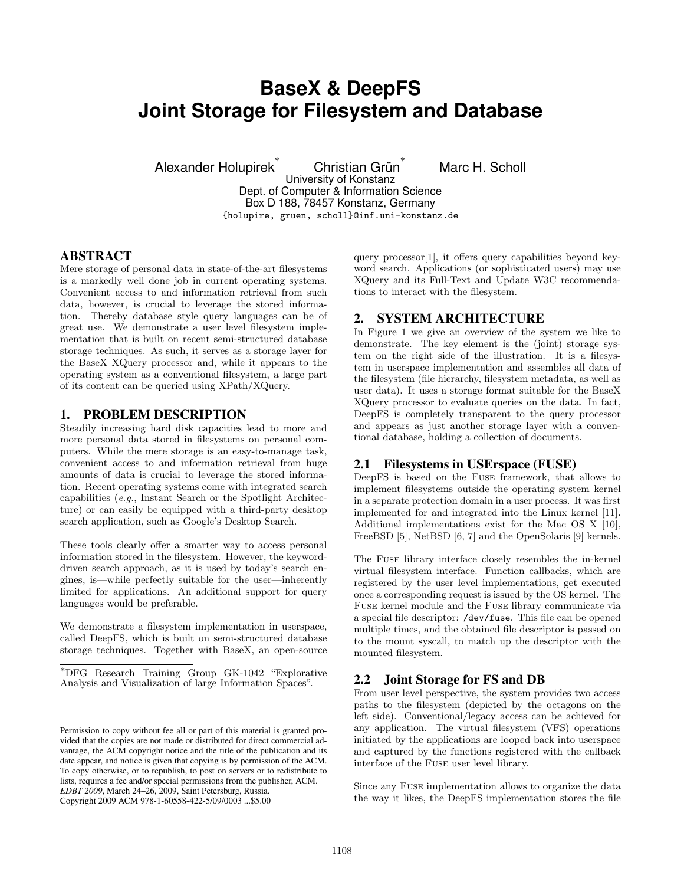# BaseX & DeepFS Joint Storage for Filesystem and Database

Alexander Holupirek* Christian Grün* Marc H. Scholl

University of Konstanz
Dept. of Computer & Information Science
Box D 188, 78457 Konstanz, Germany
{holupire, gruen, scholl}@inf.uni-konstanz.de

## ABSTRACT

Mere storage of personal data in state-of-the-art filesystems is a markedly well done job in current operating systems. Convenient access to and information retrieval from such data, however, is crucial to leverage the stored information. Thereby database style query languages can be of great use. We demonstrate a user level filesystem implementation that is built on recent semi-structured database storage techniques. As such, it serves as a storage layer for the BaseX XQuery processor and, while it appears to the operating system as a conventional filesystem, a large part of its content can be queried using XPath/XQuery.

## 1. PROBLEM DESCRIPTION

Steadily increasing hard disk capacities lead to more and more personal data stored in filesystems on personal computers. While the mere storage is an easy-to-manage task, convenient access to and information retrieval from huge amounts of data is crucial to leverage the stored information. Recent operating systems come with integrated search capabilities (*e.g.*, Instant Search or the Spotlight Architecture) or can easily be equipped with a third-party desktop search application, such as Google's Desktop Search.

These tools clearly offer a smarter way to access personal information stored in the filesystem. However, the keyword-driven search approach, as it is used by today's search engines, is—while perfectly suitable for the user—inherently limited for applications. An additional support for query languages would be preferable.

We demonstrate a filesystem implementation in userspace, called DeepFS, which is built on semi-structured database storage techniques. Together with BaseX, an open-source query processor[1], it offers query capabilities beyond keyword search. Applications (or sophisticated users) may use XQuery and its Full-Text and Update W3C recommendations to interact with the filesystem.

*DFG Research Training Group GK-1042 "Explorative Analysis and Visualization of large Information Spaces".

Permission to copy without fee all or part of this material is granted provided that the copies are not made or distributed for direct commercial advantage, the ACM copyright notice and the title of the publication and its date appear, and notice is given that copying is by permission of the ACM. To copy otherwise, or to republish, to post on servers or to redistribute to lists, requires a fee and/or special permissions from the publisher, ACM. *EDBT 2009*, March 24–26, 2009, Saint Petersburg, Russia.
Copyright 2009 ACM 978-1-60558-422-5/09/0003 ...$5.00

## 2. SYSTEM ARCHITECTURE

In Figure 1 we give an overview of the system we like to demonstrate. The key element is the (joint) storage system on the right side of the illustration. It is a filesystem in userspace implementation and assembles all data of the filesystem (file hierarchy, filesystem metadata, as well as user data). It uses a storage format suitable for the BaseX XQuery processor to evaluate queries on the data. In fact, DeepFS is completely transparent to the query processor and appears as just another storage layer with a conventional database, holding a collection of documents.

### 2.1 Filesystems in USErspace (FUSE)

DeepFS is based on the Fuse framework, that allows to implement filesystems outside the operating system kernel in a separate protection domain in a user process. It was first implemented for and integrated into the Linux kernel [11]. Additional implementations exist for the Mac OS X [10], FreeBSD [5], NetBSD [6, 7] and the OpenSolaris [9] kernels.

The Fuse library interface closely resembles the in-kernel virtual filesystem interface. Function callbacks, which are registered by the user level implementations, get executed once a corresponding request is issued by the OS kernel. The Fuse kernel module and the Fuse library communicate via a special file descriptor: `/dev/fuse`. This file can be opened multiple times, and the obtained file descriptor is passed on to the mount syscall, to match up the descriptor with the mounted filesystem.

### 2.2 Joint Storage for FS and DB

From user level perspective, the system provides two access paths to the filesystem (depicted by the octagons on the left side). Conventional/legacy access can be achieved for any application. The virtual filesystem (VFS) operations initiated by the applications are looped back into userspace and captured by the functions registered with the callback interface of the Fuse user level library.

Since any Fuse implementation allows to organize the data the way it likes, the DeepFS implementation stores the file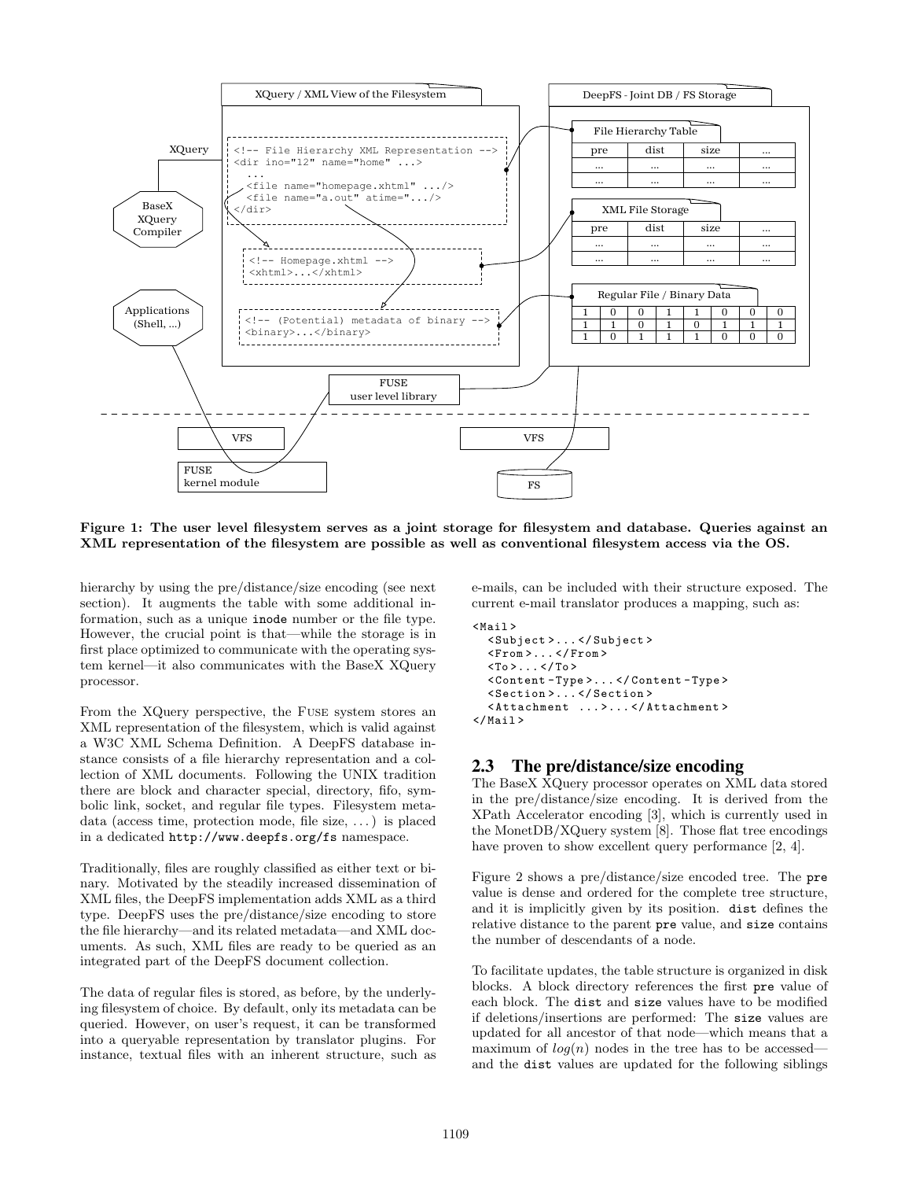Figure 1: The user level filesystem serves as a joint storage for filesystem and database. Queries against an XML representation of the filesystem are possible as well as conventional filesystem access via the OS.

hierarchy by using the pre/distance/size encoding (see next section). It augments the table with some additional information, such as a unique `inode` number or the file type. However, the crucial point is that—while the storage is in first place optimized to communicate with the operating system kernel—it also communicates with the BaseX XQuery processor.

From the XQuery perspective, the FUSE system stores an XML representation of the filesystem, which is valid against a W3C XML Schema Definition. A DeepFS database instance consists of a file hierarchy representation and a collection of XML documents. Following the UNIX tradition there are block and character special, directory, fifo, symbolic link, socket, and regular file types. Filesystem metadata (access time, protection mode, file size, ...) is placed in a dedicated `http://www.deepfs.org/fs` namespace.

Traditionally, files are roughly classified as either text or binary. Motivated by the steadily increased dissemination of XML files, the DeepFS implementation adds XML as a third type. DeepFS uses the pre/distance/size encoding to store the file hierarchy—and its related metadata—and XML documents. As such, XML files are ready to be queried as an integrated part of the DeepFS document collection.

The data of regular files is stored, as before, by the underlying filesystem of choice. By default, only its metadata can be queried. However, on user's request, it can be transformed into a queryable representation by translator plugins. For instance, textual files with an inherent structure, such as e-mails, can be included with their structure exposed. The current e-mail translator produces a mapping, such as:

```
<Mail>
  <Subject>...</Subject>
  <From>...</From>
  <To>...</To>
  <Content-Type>...</Content-Type>
  <Section>...</Section>
  <Attachment ...>...</Attachment>
</Mail>
```

## 2.3 The pre/distance/size encoding

The BaseX XQuery processor operates on XML data stored in the pre/distance/size encoding. It is derived from the XPath Accelerator encoding [3], which is currently used in the MonetDB/XQuery system [8]. Those flat tree encodings have proven to show excellent query performance [2, 4].

Figure 2 shows a pre/distance/size encoded tree. The `pre` value is dense and ordered for the complete tree structure, and it is implicitly given by its position. `dist` defines the relative distance to the parent `pre` value, and `size` contains the number of descendants of a node.

To facilitate updates, the table structure is organized in disk blocks. A block directory references the first `pre` value of each block. The `dist` and `size` values have to be modified if deletions/insertions are performed: The `size` values are updated for all ancestor of that node—which means that a maximum of $log(n)$ nodes in the tree has to be accessed—and the `dist` values are updated for the following siblings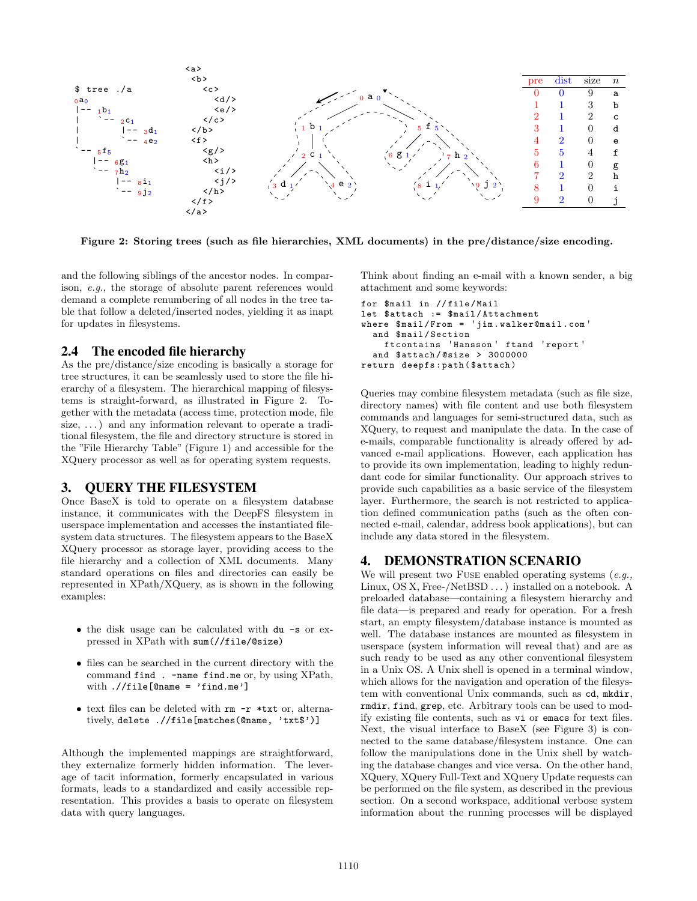```
$ tree ./a
0a0
|-- 1b1
|    `-- 2c1
|         |-- 3d1
|         `-- 4e2
`-- 5f5
    |-- 6g1
    `-- 7h2
         |-- 8i1
         `-- 9j2
```

```
<a>
  <b>
    <c>
      <d/>
      <e/>
    </c>
  </b>
  <f>
    <g/>
    <h>
      <i/>
      <j/>
    </h>
  </f>
</a>
```

| pre | dist | size | $n$ |
|---|---|---|---|
| 0 | 0 | 9 | a |
| 1 | 1 | 3 | b |
| 2 | 1 | 2 | c |
| 3 | 1 | 0 | d |
| 4 | 2 | 0 | e |
| 5 | 5 | 4 | f |
| 6 | 1 | 0 | g |
| 7 | 2 | 2 | h |
| 8 | 1 | 0 | i |
| 9 | 2 | 0 | j |

**Figure 2: Storing trees (such as file hierarchies, XML documents) in the pre/distance/size encoding.**

and the following siblings of the ancestor nodes. In comparison, *e.g.*, the storage of absolute parent references would demand a complete renumbering of all nodes in the tree table that follow a deleted/inserted nodes, yielding it as inapt for updates in filesystems.

## 2.4 The encoded file hierarchy

As the pre/distance/size encoding is basically a storage for tree structures, it can be seamlessly used to store the file hierarchy of a filesystem. The hierarchical mapping of filesystems is straight-forward, as illustrated in Figure 2. Together with the metadata (access time, protection mode, file size, ...) and any information relevant to operate a traditional filesystem, the file and directory structure is stored in the "File Hierarchy Table" (Figure 1) and accessible for the XQuery processor as well as for operating system requests.

# 3. QUERY THE FILESYSTEM

Once BaseX is told to operate on a filesystem database instance, it communicates with the DeepFS filesystem in userspace implementation and accesses the instantiated filesystem data structures. The filesystem appears to the BaseX XQuery processor as storage layer, providing access to the file hierarchy and a collection of XML documents. Many standard operations on files and directories can easily be represented in XPath/XQuery, as is shown in the following examples:

- the disk usage can be calculated with `du -s` or expressed in XPath with `sum(//file/@size)`
- files can be searched in the current directory with the command `find . -name find.me` or, by using XPath, with `.//file[@name = 'find.me']`
- text files can be deleted with `rm -r *txt` or, alternatively, `delete .//file[matches(@name, 'txt$')]`

Although the implemented mappings are straightforward, they externalize formerly hidden information. The leverage of tacit information, formerly encapsulated in various formats, leads to a standardized and easily accessible representation. This provides a basis to operate on filesystem data with query languages.

Think about finding an e-mail with a known sender, a big attachment and some keywords:

```
for $mail in //file/Mail
let $attach := $mail/Attachment
where $mail/From = 'jim.walker@mail.com'
  and $mail/Section
    ftcontains 'Hansson' ftand 'report'
  and $attach/@size > 3000000
return deepfs:path($attach)
```

Queries may combine filesystem metadata (such as file size, directory names) with file content and use both filesystem commands and languages for semi-structured data, such as XQuery, to request and manipulate the data. In the case of e-mails, comparable functionality is already offered by advanced e-mail applications. However, each application has to provide its own implementation, leading to highly redundant code for similar functionality. Our approach strives to provide such capabilities as a basic service of the filesystem layer. Furthermore, the search is not restricted to application defined communication paths (such as the often connected e-mail, calendar, address book applications), but can include any data stored in the filesystem.

# 4. DEMONSTRATION SCENARIO

We will present two FUSE enabled operating systems (*e.g.,* Linux, OS X, Free-/NetBSD ...) installed on a notebook. A preloaded database—containing a filesystem hierarchy and file data—is prepared and ready for operation. For a fresh start, an empty filesystem/database instance is mounted as well. The database instances are mounted as filesystem in userspace (system information will reveal that) and are as such ready to be used as any other conventional filesystem in a Unix OS. A Unix shell is opened in a terminal window, which allows for the navigation and operation of the filesystem with conventional Unix commands, such as `cd`, `mkdir`, `rmdir`, `find`, `grep`, etc. Arbitrary tools can be used to modify existing file contents, such as `vi` or `emacs` for text files. Next, the visual interface to BaseX (see Figure 3) is connected to the same database/filesystem instance. One can follow the manipulations done in the Unix shell by watching the database changes and vice versa. On the other hand, XQuery, XQuery Full-Text and XQuery Update requests can be performed on the file system, as described in the previous section. On a second workspace, additional verbose system information about the running processes will be displayed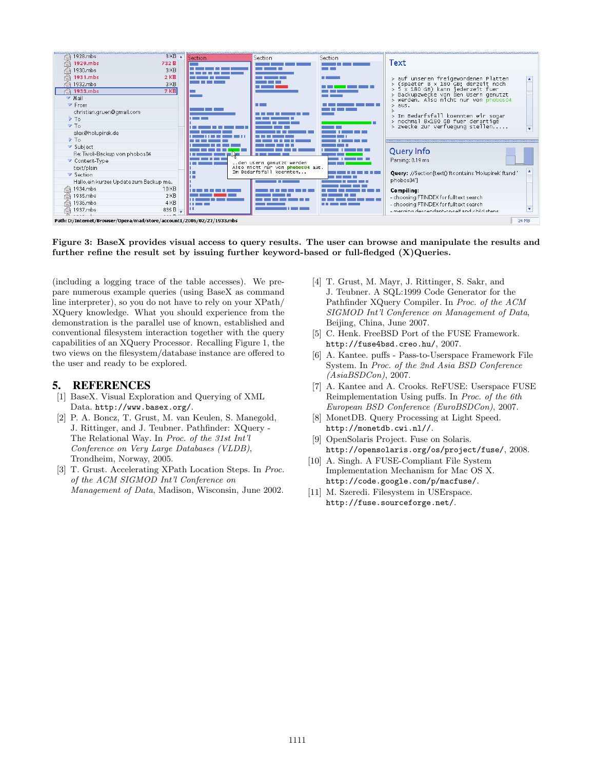Figure 3: BaseX provides visual access to query results. The user can browse and manipulate the results and further refine the result set by issuing further keyword-based or full-fledged (X)Queries.

(including a logging trace of the table accesses). We prepare numerous example queries (using BaseX as command line interpreter), so you do not have to rely on your XPath/XQuery knowledge. What you should experience from the demonstration is the parallel use of known, established and conventional filesystem interaction together with the query capabilities of an XQuery Processor. Recalling Figure 1, the two views on the filesystem/database instance are offered to the user and ready to be explored.

## 5. REFERENCES

[1] BaseX. Visual Exploration and Querying of XML Data. `http://www.basex.org/`.

[2] P. A. Boncz, T. Grust, M. van Keulen, S. Manegold, J. Rittinger, and J. Teubner. Pathfinder: XQuery - The Relational Way. In *Proc. of the 31st Int'l Conference on Very Large Databases (VLDB)*, Trondheim, Norway, 2005.

[3] T. Grust. Accelerating XPath Location Steps. In *Proc. of the ACM SIGMOD Int'l Conference on Management of Data*, Madison, Wisconsin, June 2002.

[4] T. Grust, M. Mayr, J. Rittinger, S. Sakr, and J. Teubner. A SQL:1999 Code Generator for the Pathfinder XQuery Compiler. In *Proc. of the ACM SIGMOD Int'l Conference on Management of Data*, Beijing, China, June 2007.

[5] C. Henk. FreeBSD Port of the FUSE Framework. `http://fuse4bsd.creo.hu/`, 2007.

[6] A. Kantee. puffs - Pass-to-Userspace Framework File System. In *Proc. of the 2nd Asia BSD Conference (AsiaBSDCon)*, 2007.

[7] A. Kantee and A. Crooks. ReFUSE: Userspace FUSE Reimplementation Using puffs. In *Proc. of the 6th European BSD Conference (EuroBSDCon)*, 2007.

[8] MonetDB. Query Processing at Light Speed. `http://monetdb.cwi.nl//`.

[9] OpenSolaris Project. Fuse on Solaris. `http://opensolaris.org/os/project/fuse/`, 2008.

[10] A. Singh. A FUSE-Compliant File System Implementation Mechanism for Mac OS X. `http://code.google.com/p/macfuse/`.

[11] M. Szeredi. Filesystem in USErspace. `http://fuse.sourceforge.net/`.